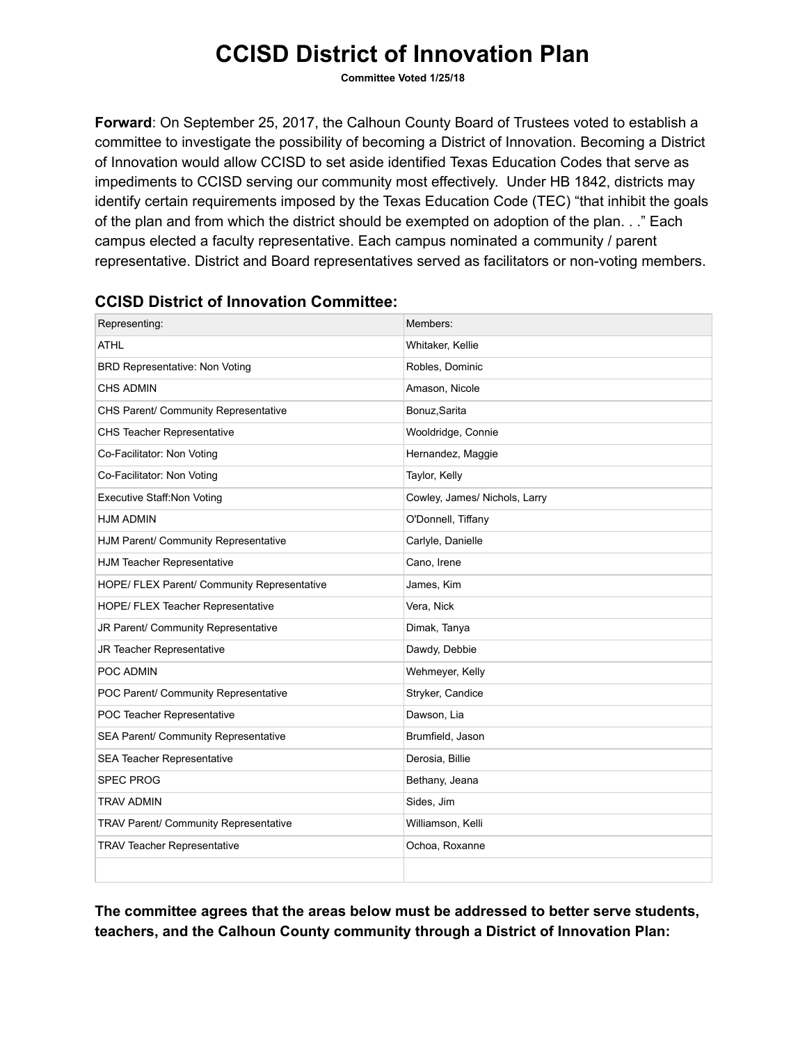# CCISD District of Innovation Plan

**Committee Voted 1/25/18**

**Forward**: On September 25, 2017, the Calhoun County Board of Trustees voted to establish a committee to investigate the possibility of becoming a District of Innovation. Becoming a District of Innovation would allow CCISD to set aside identified Texas Education Codes that serve as impediments to CCISD serving our community most effectively. Under HB 1842, districts may identify certain requirements imposed by the Texas Education Code (TEC) "that inhibit the goals of the plan and from which the district should be exempted on adoption of the plan. . ." Each campus elected a faculty representative. Each campus nominated a community / parent representative. District and Board representatives served as facilitators or non-voting members.

### CCISD District of Innovation Committee:

| Representing: | Members: |
|---|---|
| ATHL | Whitaker, Kellie |
| BRD Representative: Non Voting | Robles, Dominic |
| CHS ADMIN | Amason, Nicole |
| CHS Parent/ Community Representative | Bonuz,Sarita |
| CHS Teacher Representative | Wooldridge, Connie |
| Co-Facilitator: Non Voting | Hernandez, Maggie |
| Co-Facilitator: Non Voting | Taylor, Kelly |
| Executive Staff:Non Voting | Cowley, James/ Nichols, Larry |
| HJM ADMIN | O'Donnell, Tiffany |
| HJM Parent/ Community Representative | Carlyle, Danielle |
| HJM Teacher Representative | Cano, Irene |
| HOPE/ FLEX Parent/ Community Representative | James, Kim |
| HOPE/ FLEX Teacher Representative | Vera, Nick |
| JR Parent/ Community Representative | Dimak, Tanya |
| JR Teacher Representative | Dawdy, Debbie |
| POC ADMIN | Wehmeyer, Kelly |
| POC Parent/ Community Representative | Stryker, Candice |
| POC Teacher Representative | Dawson, Lia |
| SEA Parent/ Community Representative | Brumfield, Jason |
| SEA Teacher Representative | Derosia, Billie |
| SPEC PROG | Bethany, Jeana |
| TRAV ADMIN | Sides, Jim |
| TRAV Parent/ Community Representative | Williamson, Kelli |
| TRAV Teacher Representative | Ochoa, Roxanne |
| | |

**The committee agrees that the areas below must be addressed to better serve students, teachers, and the Calhoun County community through a District of Innovation Plan:**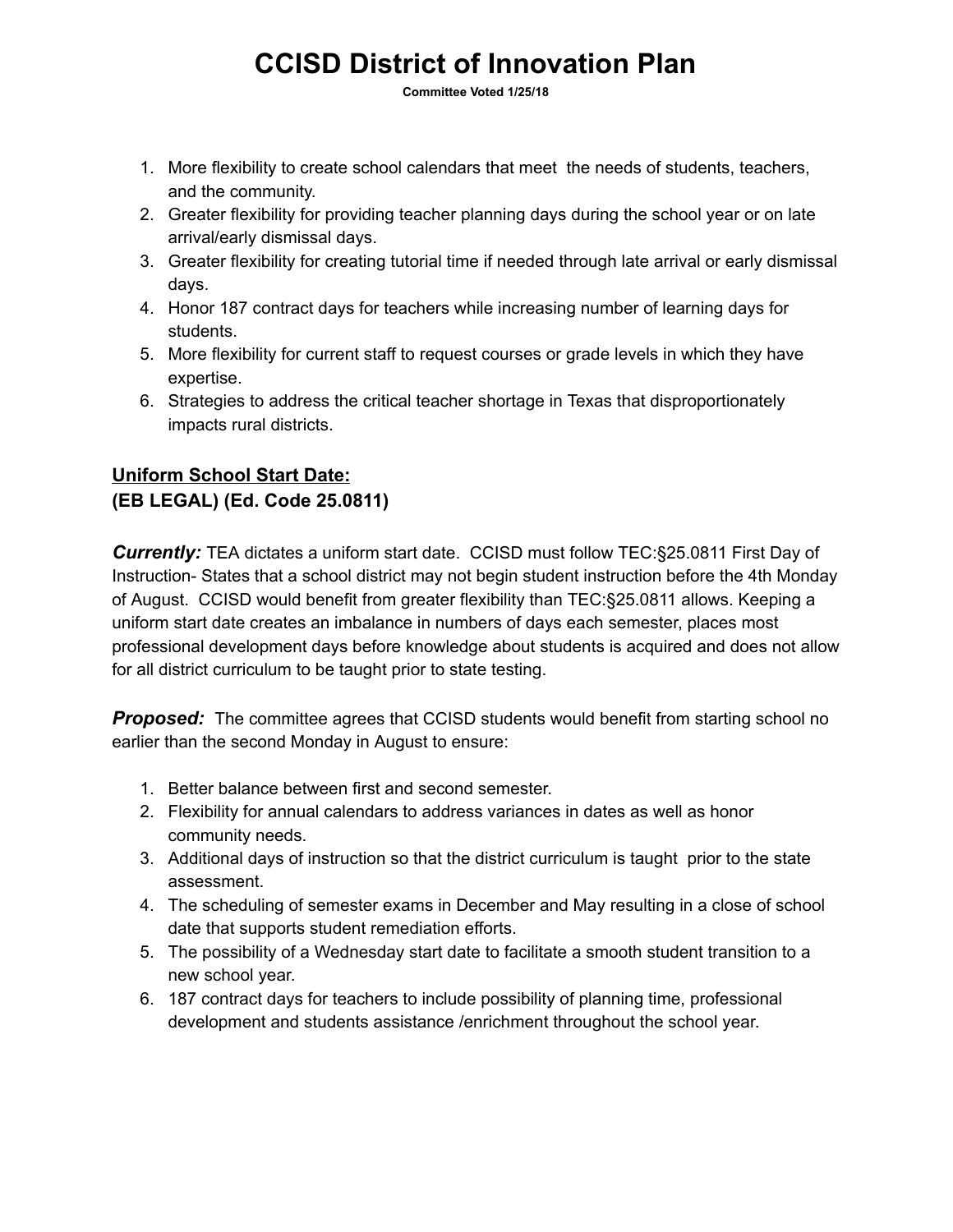1. More flexibility to create school calendars that meet the needs of students, teachers, and the community.
2. Greater flexibility for providing teacher planning days during the school year or on late arrival/early dismissal days.
3. Greater flexibility for creating tutorial time if needed through late arrival or early dismissal days.
4. Honor 187 contract days for teachers while increasing number of learning days for students.
5. More flexibility for current staff to request courses or grade levels in which they have expertise.
6. Strategies to address the critical teacher shortage in Texas that disproportionately impacts rural districts.

## <u>Uniform School Start Date:</u>
## (EB LEGAL) (Ed. Code 25.0811)

***Currently:*** TEA dictates a uniform start date. CCISD must follow TEC:§25.0811 First Day of Instruction- States that a school district may not begin student instruction before the 4th Monday of August. CCISD would benefit from greater flexibility than TEC:§25.0811 allows. Keeping a uniform start date creates an imbalance in numbers of days each semester, places most professional development days before knowledge about students is acquired and does not allow for all district curriculum to be taught prior to state testing.

***Proposed:*** The committee agrees that CCISD students would benefit from starting school no earlier than the second Monday in August to ensure:

1. Better balance between first and second semester.
2. Flexibility for annual calendars to address variances in dates as well as honor community needs.
3. Additional days of instruction so that the district curriculum is taught prior to the state assessment.
4. The scheduling of semester exams in December and May resulting in a close of school date that supports student remediation efforts.
5. The possibility of a Wednesday start date to facilitate a smooth student transition to a new school year.
6. 187 contract days for teachers to include possibility of planning time, professional development and students assistance /enrichment throughout the school year.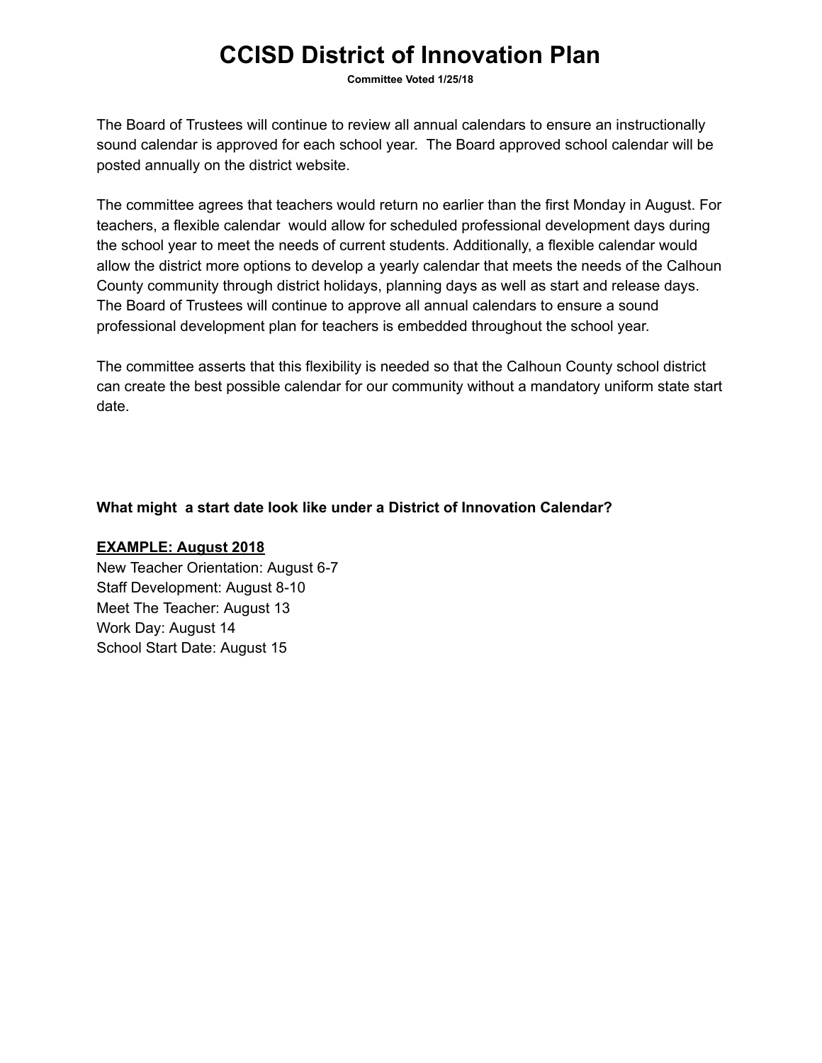# CCISD District of Innovation Plan

**Committee Voted 1/25/18**

The Board of Trustees will continue to review all annual calendars to ensure an instructionally sound calendar is approved for each school year. The Board approved school calendar will be posted annually on the district website.

The committee agrees that teachers would return no earlier than the first Monday in August. For teachers, a flexible calendar would allow for scheduled professional development days during the school year to meet the needs of current students. Additionally, a flexible calendar would allow the district more options to develop a yearly calendar that meets the needs of the Calhoun County community through district holidays, planning days as well as start and release days. The Board of Trustees will continue to approve all annual calendars to ensure a sound professional development plan for teachers is embedded throughout the school year.

The committee asserts that this flexibility is needed so that the Calhoun County school district can create the best possible calendar for our community without a mandatory uniform state start date.

**What might a start date look like under a District of Innovation Calendar?**

**EXAMPLE: August 2018**

New Teacher Orientation: August 6-7
Staff Development: August 8-10
Meet The Teacher: August 13
Work Day: August 14
School Start Date: August 15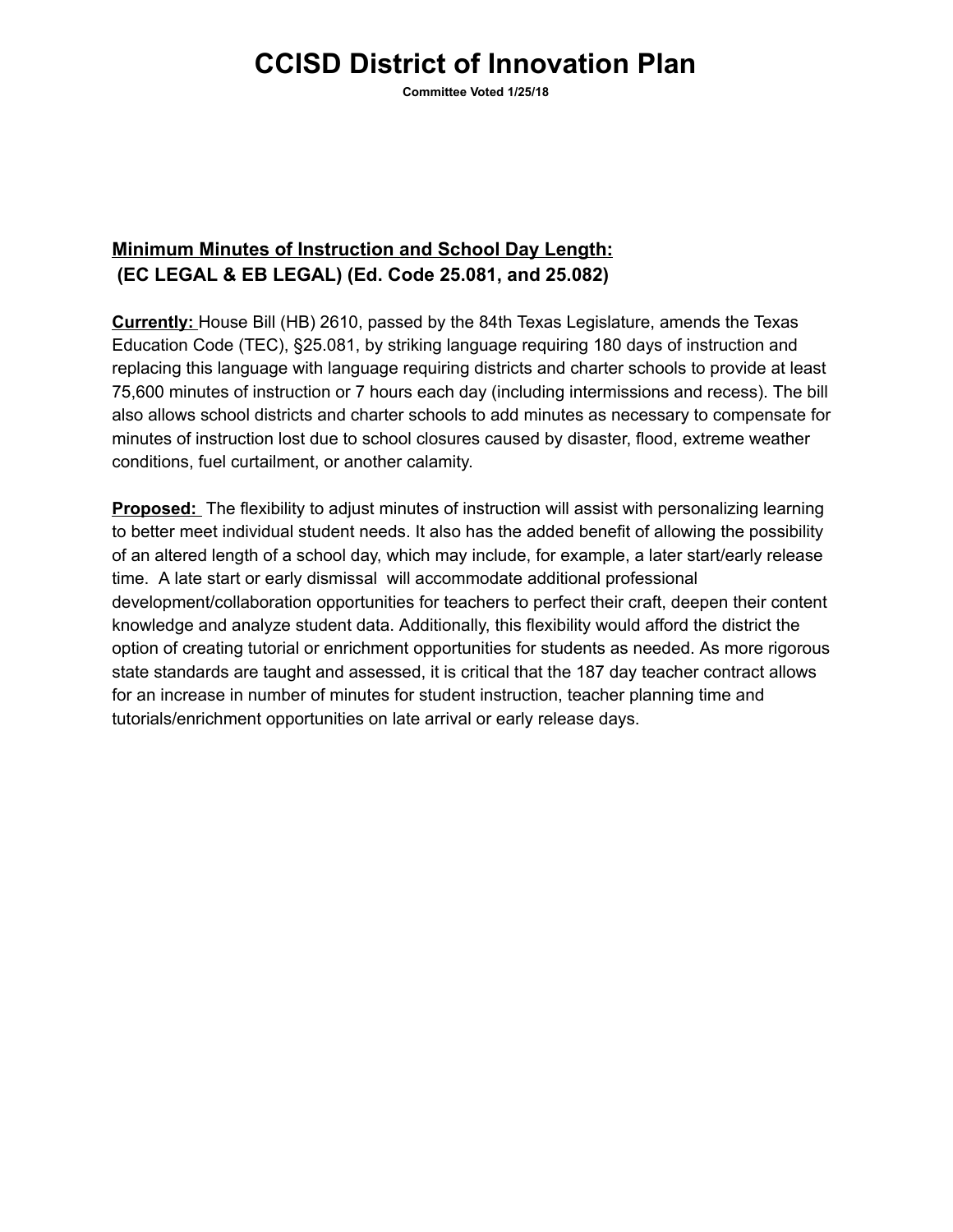# CCISD District of Innovation Plan

**Committee Voted 1/25/18**

## Minimum Minutes of Instruction and School Day Length: (EC LEGAL & EB LEGAL) (Ed. Code 25.081, and 25.082)

**Currently:** House Bill (HB) 2610, passed by the 84th Texas Legislature, amends the Texas Education Code (TEC), §25.081, by striking language requiring 180 days of instruction and replacing this language with language requiring districts and charter schools to provide at least 75,600 minutes of instruction or 7 hours each day (including intermissions and recess). The bill also allows school districts and charter schools to add minutes as necessary to compensate for minutes of instruction lost due to school closures caused by disaster, flood, extreme weather conditions, fuel curtailment, or another calamity.

**Proposed:** The flexibility to adjust minutes of instruction will assist with personalizing learning to better meet individual student needs. It also has the added benefit of allowing the possibility of an altered length of a school day, which may include, for example, a later start/early release time. A late start or early dismissal will accommodate additional professional development/collaboration opportunities for teachers to perfect their craft, deepen their content knowledge and analyze student data. Additionally, this flexibility would afford the district the option of creating tutorial or enrichment opportunities for students as needed. As more rigorous state standards are taught and assessed, it is critical that the 187 day teacher contract allows for an increase in number of minutes for student instruction, teacher planning time and tutorials/enrichment opportunities on late arrival or early release days.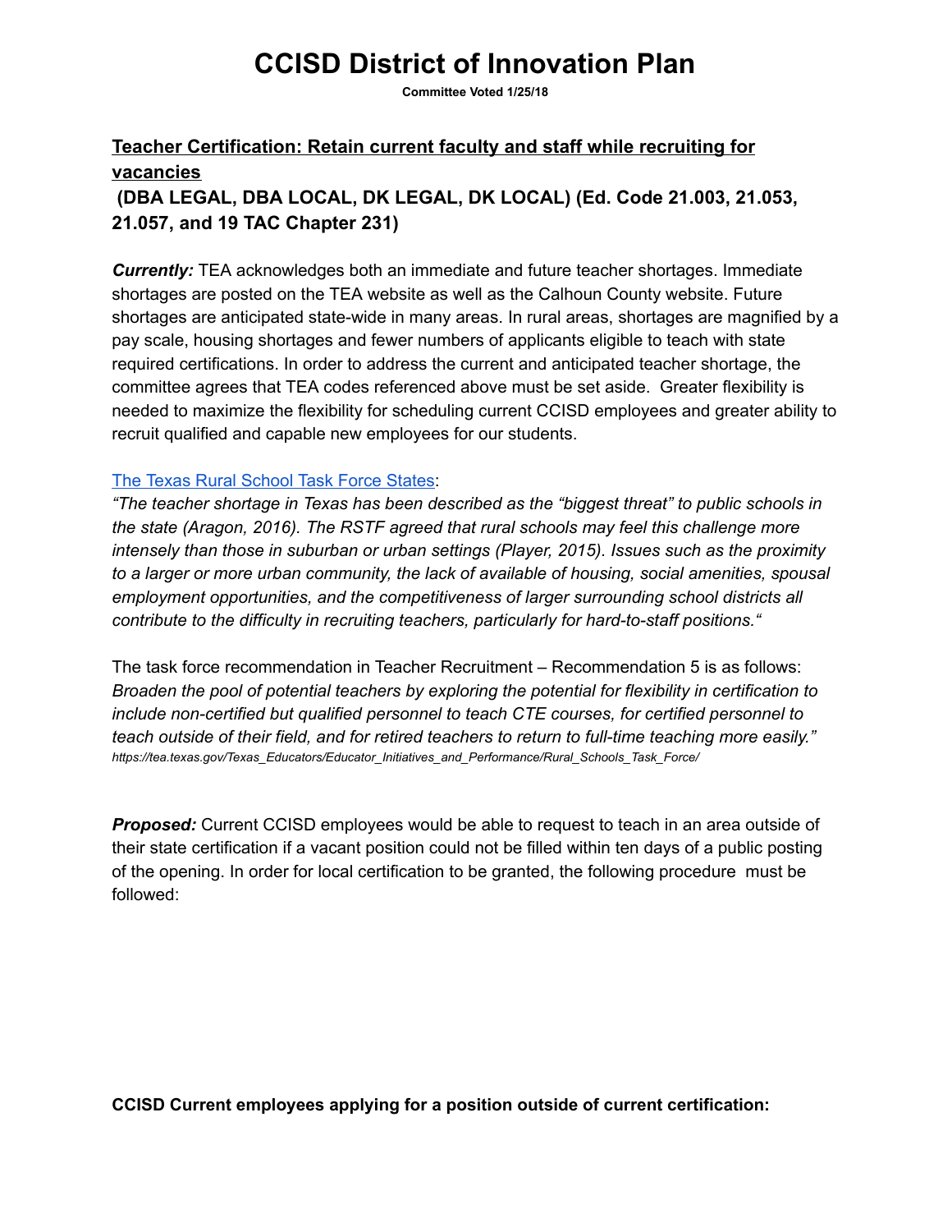# CCISD District of Innovation Plan

**Committee Voted 1/25/18**

## Teacher Certification: Retain current faculty and staff while recruiting for vacancies

## (DBA LEGAL, DBA LOCAL, DK LEGAL, DK LOCAL) (Ed. Code 21.003, 21.053, 21.057, and 19 TAC Chapter 231)

***Currently:*** TEA acknowledges both an immediate and future teacher shortages. Immediate shortages are posted on the TEA website as well as the Calhoun County website. Future shortages are anticipated state-wide in many areas. In rural areas, shortages are magnified by a pay scale, housing shortages and fewer numbers of applicants eligible to teach with state required certifications. In order to address the current and anticipated teacher shortage, the committee agrees that TEA codes referenced above must be set aside. Greater flexibility is needed to maximize the flexibility for scheduling current CCISD employees and greater ability to recruit qualified and capable new employees for our students.

[The Texas Rural School Task Force States](https://tea.texas.gov/Texas_Educators/Educator_Initiatives_and_Performance/Rural_Schools_Task_Force/):

*"The teacher shortage in Texas has been described as the "biggest threat" to public schools in the state (Aragon, 2016). The RSTF agreed that rural schools may feel this challenge more intensely than those in suburban or urban settings (Player, 2015). Issues such as the proximity to a larger or more urban community, the lack of available of housing, social amenities, spousal employment opportunities, and the competitiveness of larger surrounding school districts all contribute to the difficulty in recruiting teachers, particularly for hard-to-staff positions."*

The task force recommendation in Teacher Recruitment – Recommendation 5 is as follows: *Broaden the pool of potential teachers by exploring the potential for flexibility in certification to include non-certified but qualified personnel to teach CTE courses, for certified personnel to teach outside of their field, and for retired teachers to return to full-time teaching more easily."*
*https://tea.texas.gov/Texas_Educators/Educator_Initiatives_and_Performance/Rural_Schools_Task_Force/*

***Proposed:*** Current CCISD employees would be able to request to teach in an area outside of their state certification if a vacant position could not be filled within ten days of a public posting of the opening. In order for local certification to be granted, the following procedure must be followed:

**CCISD Current employees applying for a position outside of current certification:**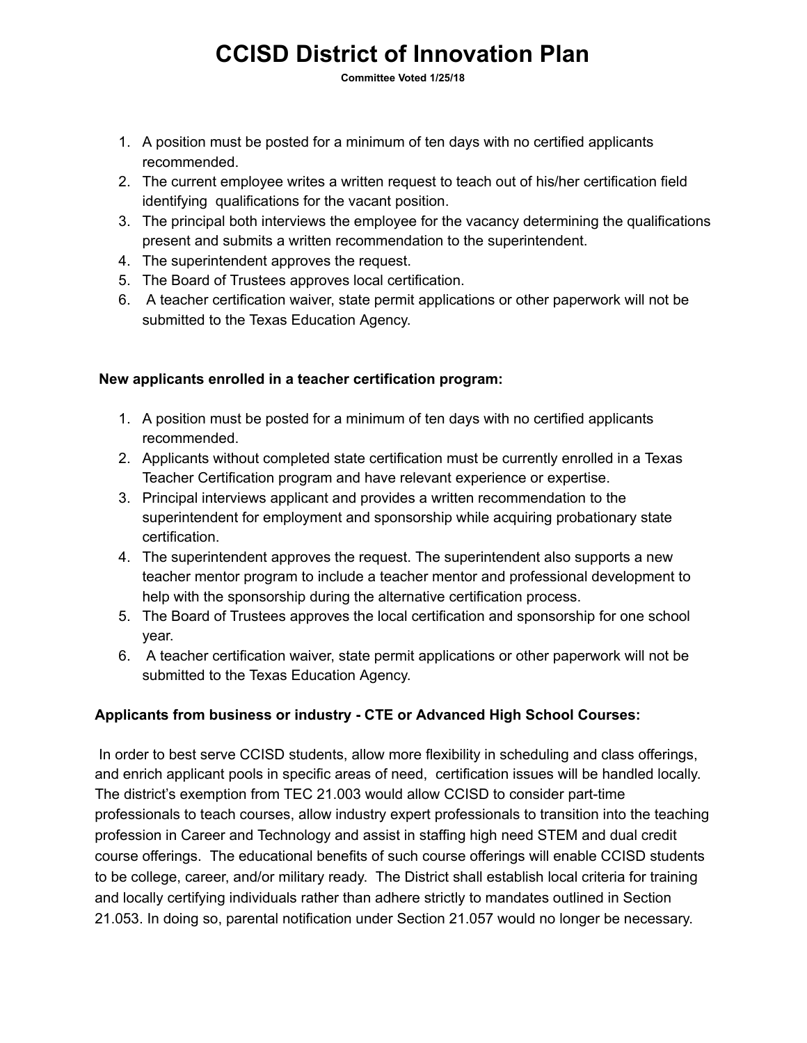1. A position must be posted for a minimum of ten days with no certified applicants recommended.
2. The current employee writes a written request to teach out of his/her certification field identifying qualifications for the vacant position.
3. The principal both interviews the employee for the vacancy determining the qualifications present and submits a written recommendation to the superintendent.
4. The superintendent approves the request.
5. The Board of Trustees approves local certification.
6. A teacher certification waiver, state permit applications or other paperwork will not be submitted to the Texas Education Agency.

**New applicants enrolled in a teacher certification program:**

1. A position must be posted for a minimum of ten days with no certified applicants recommended.
2. Applicants without completed state certification must be currently enrolled in a Texas Teacher Certification program and have relevant experience or expertise.
3. Principal interviews applicant and provides a written recommendation to the superintendent for employment and sponsorship while acquiring probationary state certification.
4. The superintendent approves the request. The superintendent also supports a new teacher mentor program to include a teacher mentor and professional development to help with the sponsorship during the alternative certification process.
5. The Board of Trustees approves the local certification and sponsorship for one school year.
6. A teacher certification waiver, state permit applications or other paperwork will not be submitted to the Texas Education Agency.

**Applicants from business or industry - CTE or Advanced High School Courses:**

In order to best serve CCISD students, allow more flexibility in scheduling and class offerings, and enrich applicant pools in specific areas of need, certification issues will be handled locally. The district's exemption from TEC 21.003 would allow CCISD to consider part-time professionals to teach courses, allow industry expert professionals to transition into the teaching profession in Career and Technology and assist in staffing high need STEM and dual credit course offerings. The educational benefits of such course offerings will enable CCISD students to be college, career, and/or military ready. The District shall establish local criteria for training and locally certifying individuals rather than adhere strictly to mandates outlined in Section 21.053. In doing so, parental notification under Section 21.057 would no longer be necessary.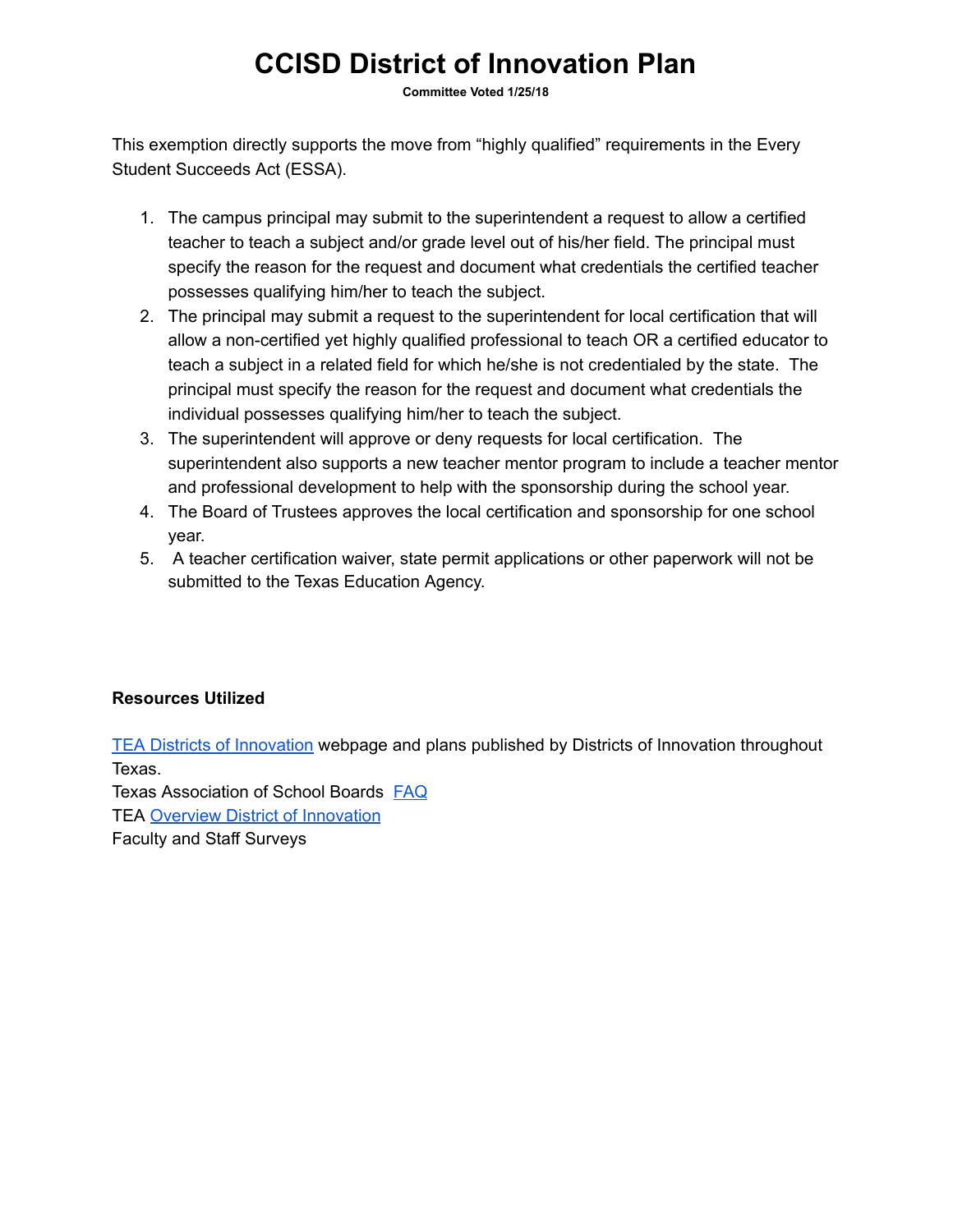# CCISD District of Innovation Plan

**Committee Voted 1/25/18**

This exemption directly supports the move from "highly qualified" requirements in the Every Student Succeeds Act (ESSA).

1. The campus principal may submit to the superintendent a request to allow a certified teacher to teach a subject and/or grade level out of his/her field. The principal must specify the reason for the request and document what credentials the certified teacher possesses qualifying him/her to teach the subject.
2. The principal may submit a request to the superintendent for local certification that will allow a non-certified yet highly qualified professional to teach OR a certified educator to teach a subject in a related field for which he/she is not credentialed by the state. The principal must specify the reason for the request and document what credentials the individual possesses qualifying him/her to teach the subject.
3. The superintendent will approve or deny requests for local certification. The superintendent also supports a new teacher mentor program to include a teacher mentor and professional development to help with the sponsorship during the school year.
4. The Board of Trustees approves the local certification and sponsorship for one school year.
5. A teacher certification waiver, state permit applications or other paperwork will not be submitted to the Texas Education Agency.

**Resources Utilized**

TEA Districts of Innovation webpage and plans published by Districts of Innovation throughout Texas.
Texas Association of School Boards FAQ
TEA Overview District of Innovation
Faculty and Staff Surveys